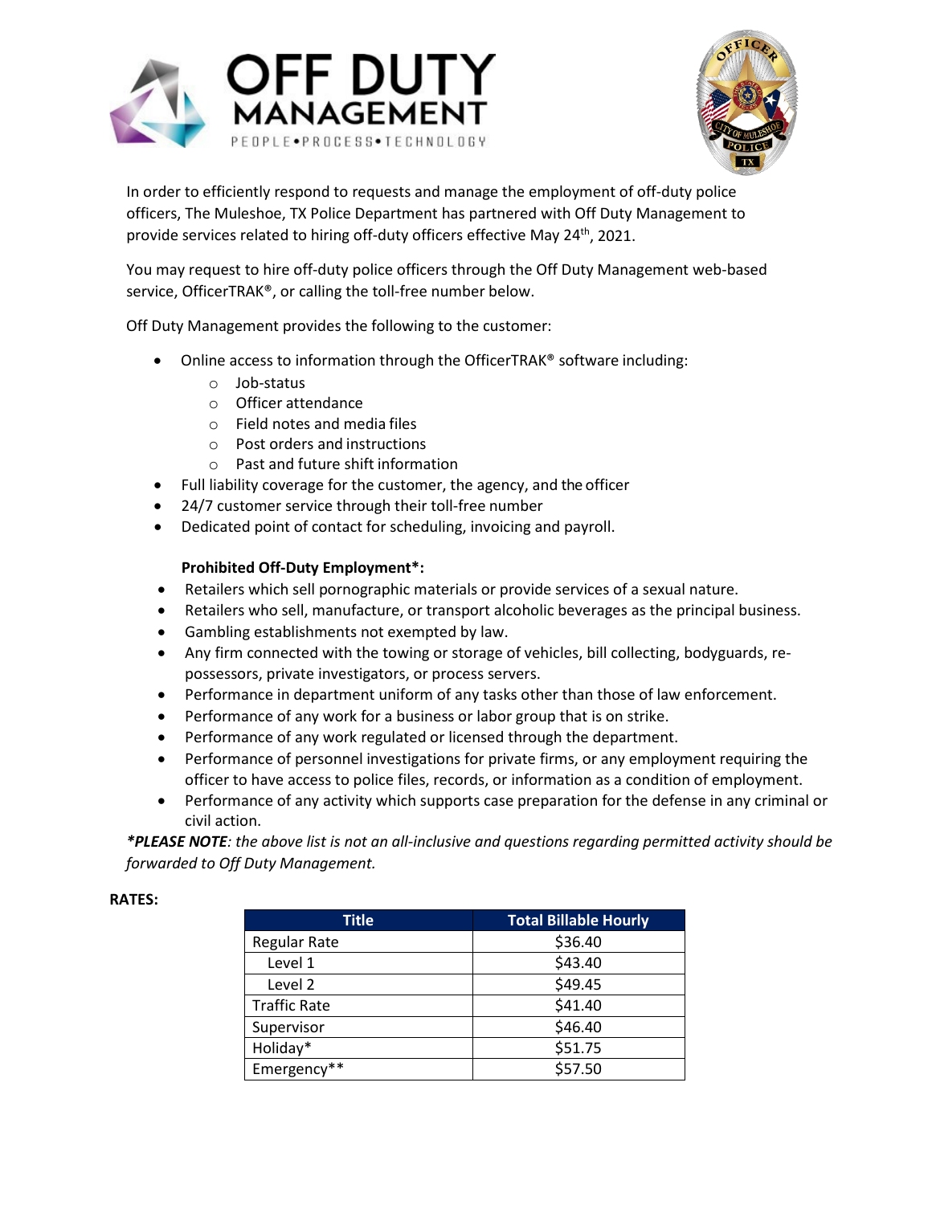In order to efficiently respond to requests and manage the employment of off-duty police officers, The Muleshoe, TX Police Department has partnered with Off Duty Management to provide services related to hiring off-duty officers effective May 24th, 2021.

You may request to hire off-duty police officers through the Off Duty Management web-based service, OfficerTRAK®, or calling the toll-free number below.

Off Duty Management provides the following to the customer:

- Online access to information through the OfficerTRAK® software including:
  - Job-status
  - Officer attendance
  - Field notes and media files
  - Post orders and instructions
  - Past and future shift information
- Full liability coverage for the customer, the agency, and the officer
- 24/7 customer service through their toll-free number
- Dedicated point of contact for scheduling, invoicing and payroll.

**Prohibited Off-Duty Employment*:**

- Retailers which sell pornographic materials or provide services of a sexual nature.
- Retailers who sell, manufacture, or transport alcoholic beverages as the principal business.
- Gambling establishments not exempted by law.
- Any firm connected with the towing or storage of vehicles, bill collecting, bodyguards, re-possessors, private investigators, or process servers.
- Performance in department uniform of any tasks other than those of law enforcement.
- Performance of any work for a business or labor group that is on strike.
- Performance of any work regulated or licensed through the department.
- Performance of personnel investigations for private firms, or any employment requiring the officer to have access to police files, records, or information as a condition of employment.
- Performance of any activity which supports case preparation for the defense in any criminal or civil action.

****PLEASE NOTE**: the above list is not an all-inclusive and questions regarding permitted activity should be forwarded to Off Duty Management.*

**RATES:**

| Title | Total Billable Hourly |
|---|---|
| Regular Rate | $36.40 |
| Level 1 | $43.40 |
| Level 2 | $49.45 |
| Traffic Rate | $41.40 |
| Supervisor | $46.40 |
| Holiday* | $51.75 |
| Emergency** | $57.50 |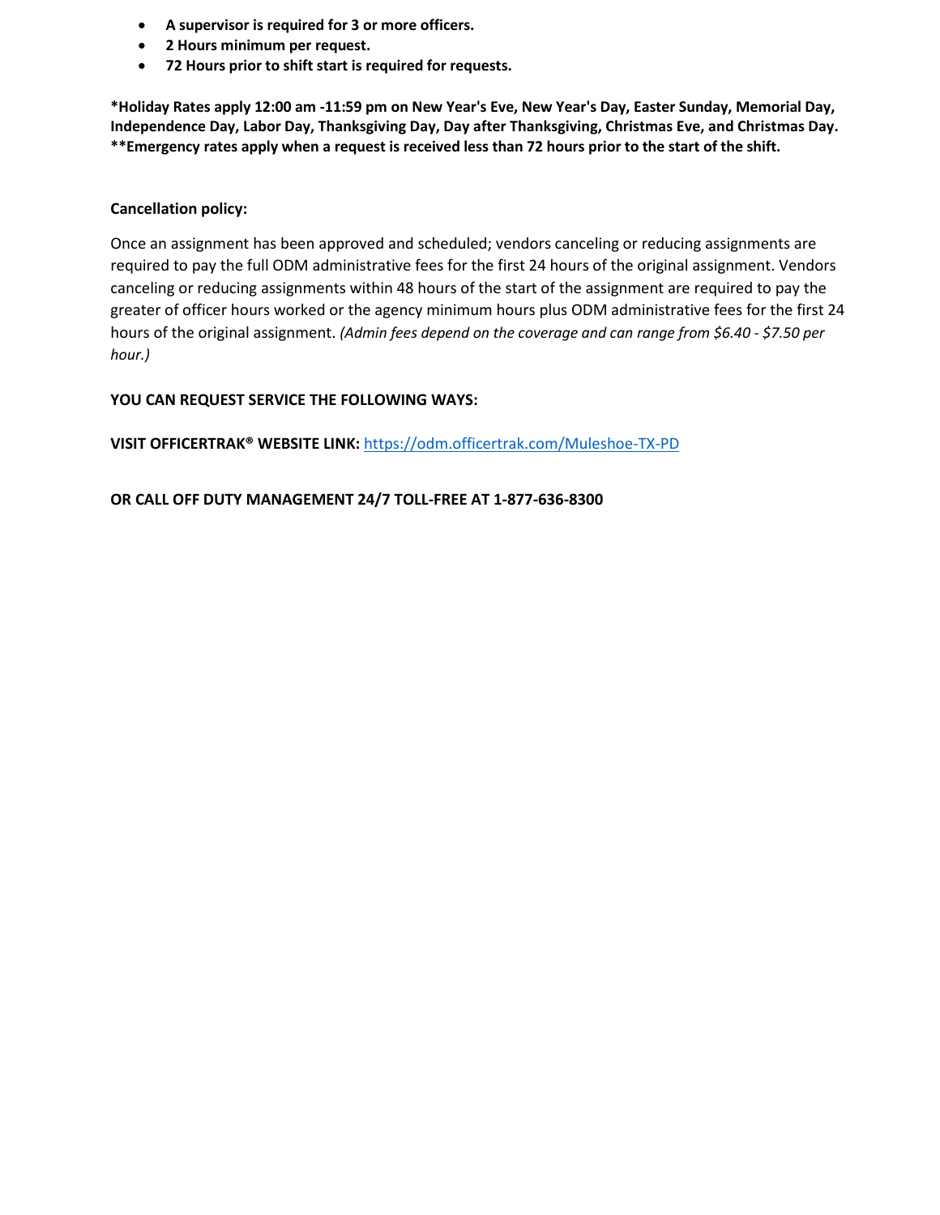- **A supervisor is required for 3 or more officers.**
- **2 Hours minimum per request.**
- **72 Hours prior to shift start is required for requests.**

**\*Holiday Rates apply 12:00 am -11:59 pm on New Year's Eve, New Year's Day, Easter Sunday, Memorial Day, Independence Day, Labor Day, Thanksgiving Day, Day after Thanksgiving, Christmas Eve, and Christmas Day.**
**\*\*Emergency rates apply when a request is received less than 72 hours prior to the start of the shift.**

**Cancellation policy:**

Once an assignment has been approved and scheduled; vendors canceling or reducing assignments are required to pay the full ODM administrative fees for the first 24 hours of the original assignment. Vendors canceling or reducing assignments within 48 hours of the start of the assignment are required to pay the greater of officer hours worked or the agency minimum hours plus ODM administrative fees for the first 24 hours of the original assignment. *(Admin fees depend on the coverage and can range from $6.40 - $7.50 per hour.)*

**YOU CAN REQUEST SERVICE THE FOLLOWING WAYS:**

**VISIT OFFICERTRAK® WEBSITE LINK:** https://odm.officertrak.com/Muleshoe-TX-PD

**OR CALL OFF DUTY MANAGEMENT 24/7 TOLL-FREE AT 1-877-636-8300**